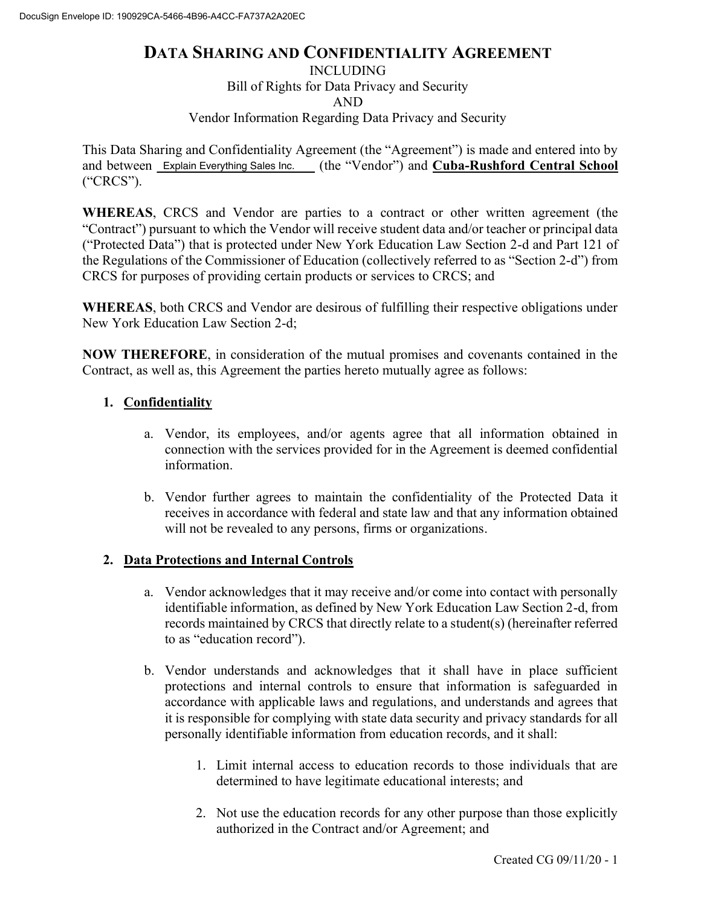# DATA SHARING AND CONFIDENTIALITY AGREEMENT

INCLUDING
Bill of Rights for Data Privacy and Security
AND
Vendor Information Regarding Data Privacy and Security

This Data Sharing and Confidentiality Agreement (the "Agreement") is made and entered into by and between Explain Everything Sales Inc. (the "Vendor") and **Cuba-Rushford Central School** ("CRCS").

**WHEREAS**, CRCS and Vendor are parties to a contract or other written agreement (the "Contract") pursuant to which the Vendor will receive student data and/or teacher or principal data ("Protected Data") that is protected under New York Education Law Section 2-d and Part 121 of the Regulations of the Commissioner of Education (collectively referred to as "Section 2-d") from CRCS for purposes of providing certain products or services to CRCS; and

**WHEREAS**, both CRCS and Vendor are desirous of fulfilling their respective obligations under New York Education Law Section 2-d;

**NOW THEREFORE**, in consideration of the mutual promises and covenants contained in the Contract, as well as, this Agreement the parties hereto mutually agree as follows:

1. **Confidentiality**

   a. Vendor, its employees, and/or agents agree that all information obtained in connection with the services provided for in the Agreement is deemed confidential information.

   b. Vendor further agrees to maintain the confidentiality of the Protected Data it receives in accordance with federal and state law and that any information obtained will not be revealed to any persons, firms or organizations.

2. **Data Protections and Internal Controls**

   a. Vendor acknowledges that it may receive and/or come into contact with personally identifiable information, as defined by New York Education Law Section 2-d, from records maintained by CRCS that directly relate to a student(s) (hereinafter referred to as "education record").

   b. Vendor understands and acknowledges that it shall have in place sufficient protections and internal controls to ensure that information is safeguarded in accordance with applicable laws and regulations, and understands and agrees that it is responsible for complying with state data security and privacy standards for all personally identifiable information from education records, and it shall:

      1. Limit internal access to education records to those individuals that are determined to have legitimate educational interests; and

      2. Not use the education records for any other purpose than those explicitly authorized in the Contract and/or Agreement; and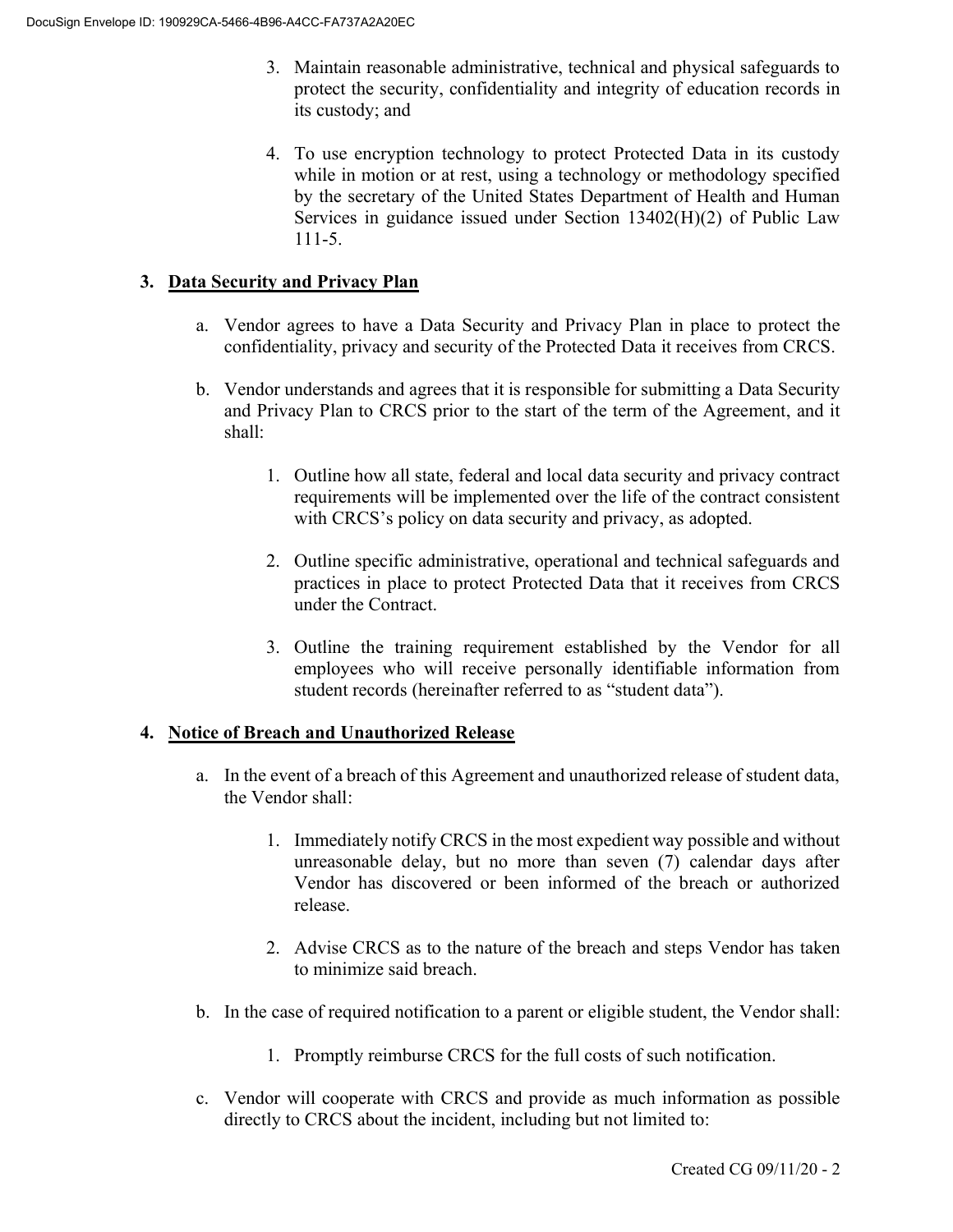3. Maintain reasonable administrative, technical and physical safeguards to protect the security, confidentiality and integrity of education records in its custody; and

4. To use encryption technology to protect Protected Data in its custody while in motion or at rest, using a technology or methodology specified by the secretary of the United States Department of Health and Human Services in guidance issued under Section 13402(H)(2) of Public Law 111-5.

## 3. Data Security and Privacy Plan

a. Vendor agrees to have a Data Security and Privacy Plan in place to protect the confidentiality, privacy and security of the Protected Data it receives from CRCS.

b. Vendor understands and agrees that it is responsible for submitting a Data Security and Privacy Plan to CRCS prior to the start of the term of the Agreement, and it shall:

   1. Outline how all state, federal and local data security and privacy contract requirements will be implemented over the life of the contract consistent with CRCS's policy on data security and privacy, as adopted.

   2. Outline specific administrative, operational and technical safeguards and practices in place to protect Protected Data that it receives from CRCS under the Contract.

   3. Outline the training requirement established by the Vendor for all employees who will receive personally identifiable information from student records (hereinafter referred to as "student data").

## 4. Notice of Breach and Unauthorized Release

a. In the event of a breach of this Agreement and unauthorized release of student data, the Vendor shall:

   1. Immediately notify CRCS in the most expedient way possible and without unreasonable delay, but no more than seven (7) calendar days after Vendor has discovered or been informed of the breach or authorized release.

   2. Advise CRCS as to the nature of the breach and steps Vendor has taken to minimize said breach.

b. In the case of required notification to a parent or eligible student, the Vendor shall:

   1. Promptly reimburse CRCS for the full costs of such notification.

c. Vendor will cooperate with CRCS and provide as much information as possible directly to CRCS about the incident, including but not limited to: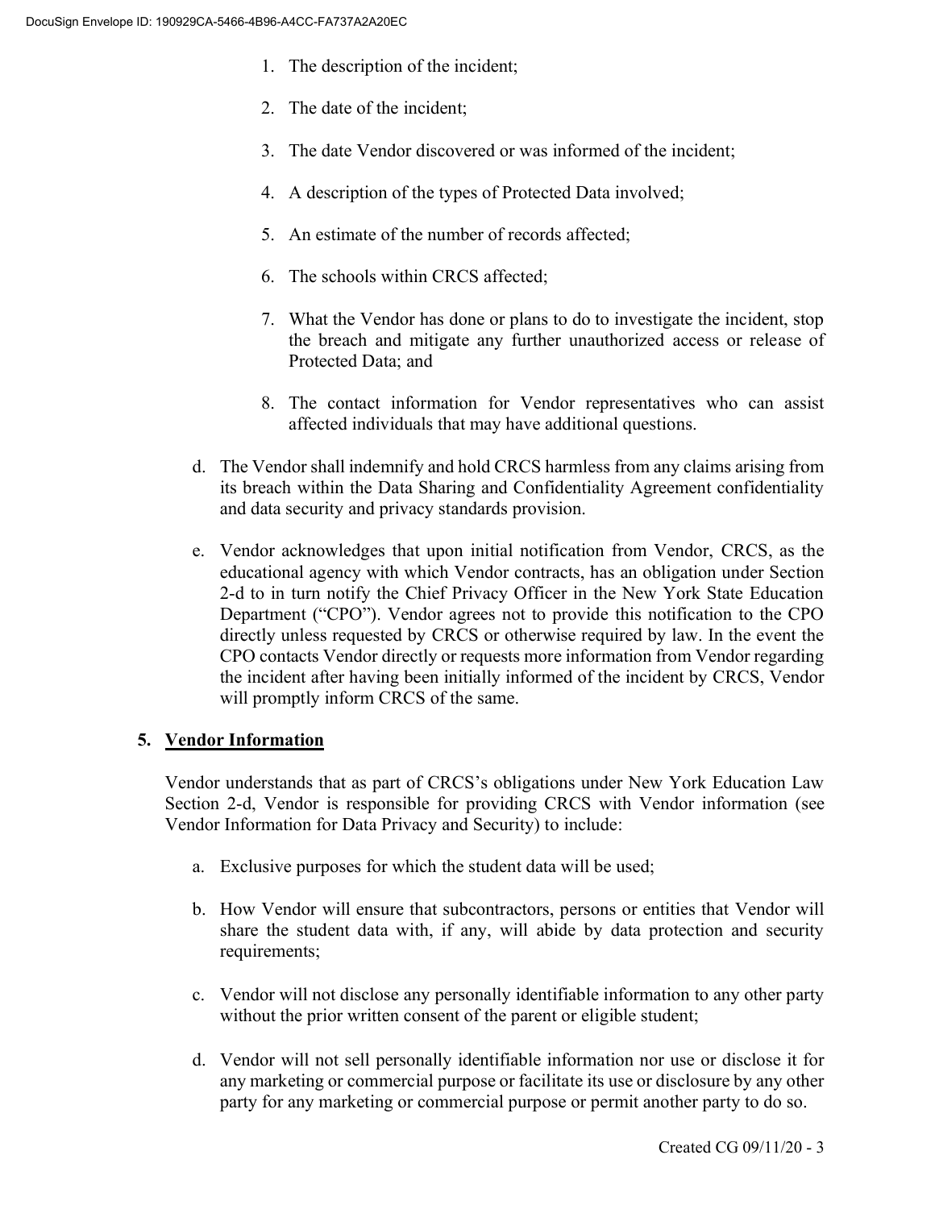1. The description of the incident;
2. The date of the incident;
3. The date Vendor discovered or was informed of the incident;
4. A description of the types of Protected Data involved;
5. An estimate of the number of records affected;
6. The schools within CRCS affected;
7. What the Vendor has done or plans to do to investigate the incident, stop the breach and mitigate any further unauthorized access or release of Protected Data; and
8. The contact information for Vendor representatives who can assist affected individuals that may have additional questions.

d. The Vendor shall indemnify and hold CRCS harmless from any claims arising from its breach within the Data Sharing and Confidentiality Agreement confidentiality and data security and privacy standards provision.

e. Vendor acknowledges that upon initial notification from Vendor, CRCS, as the educational agency with which Vendor contracts, has an obligation under Section 2-d to in turn notify the Chief Privacy Officer in the New York State Education Department ("CPO"). Vendor agrees not to provide this notification to the CPO directly unless requested by CRCS or otherwise required by law. In the event the CPO contacts Vendor directly or requests more information from Vendor regarding the incident after having been initially informed of the incident by CRCS, Vendor will promptly inform CRCS of the same.

## 5. <u>Vendor Information</u>

Vendor understands that as part of CRCS's obligations under New York Education Law Section 2-d, Vendor is responsible for providing CRCS with Vendor information (see Vendor Information for Data Privacy and Security) to include:

a. Exclusive purposes for which the student data will be used;

b. How Vendor will ensure that subcontractors, persons or entities that Vendor will share the student data with, if any, will abide by data protection and security requirements;

c. Vendor will not disclose any personally identifiable information to any other party without the prior written consent of the parent or eligible student;

d. Vendor will not sell personally identifiable information nor use or disclose it for any marketing or commercial purpose or facilitate its use or disclosure by any other party for any marketing or commercial purpose or permit another party to do so.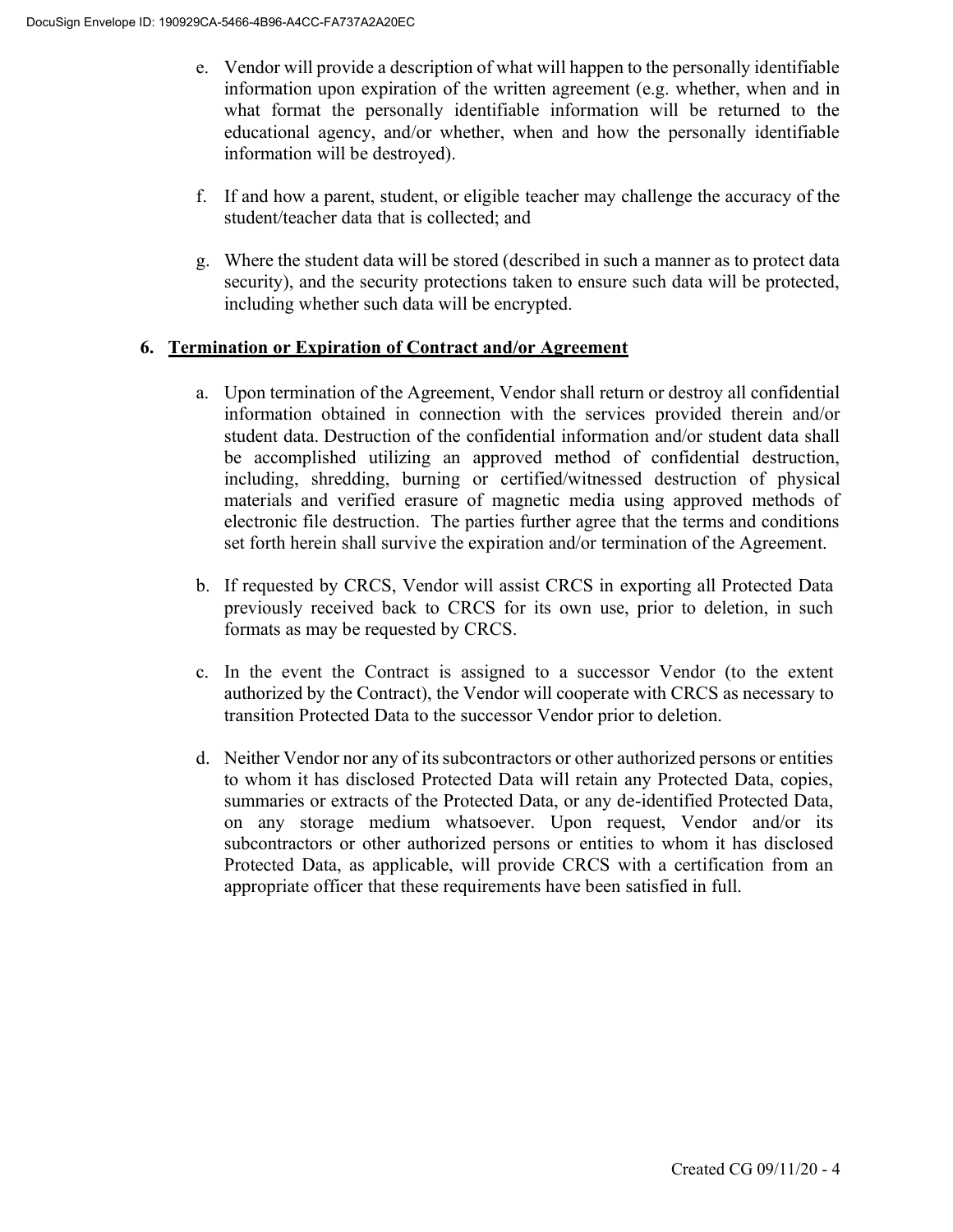e. Vendor will provide a description of what will happen to the personally identifiable information upon expiration of the written agreement (e.g. whether, when and in what format the personally identifiable information will be returned to the educational agency, and/or whether, when and how the personally identifiable information will be destroyed).

f. If and how a parent, student, or eligible teacher may challenge the accuracy of the student/teacher data that is collected; and

g. Where the student data will be stored (described in such a manner as to protect data security), and the security protections taken to ensure such data will be protected, including whether such data will be encrypted.

## 6. Termination or Expiration of Contract and/or Agreement

a. Upon termination of the Agreement, Vendor shall return or destroy all confidential information obtained in connection with the services provided therein and/or student data. Destruction of the confidential information and/or student data shall be accomplished utilizing an approved method of confidential destruction, including, shredding, burning or certified/witnessed destruction of physical materials and verified erasure of magnetic media using approved methods of electronic file destruction. The parties further agree that the terms and conditions set forth herein shall survive the expiration and/or termination of the Agreement.

b. If requested by CRCS, Vendor will assist CRCS in exporting all Protected Data previously received back to CRCS for its own use, prior to deletion, in such formats as may be requested by CRCS.

c. In the event the Contract is assigned to a successor Vendor (to the extent authorized by the Contract), the Vendor will cooperate with CRCS as necessary to transition Protected Data to the successor Vendor prior to deletion.

d. Neither Vendor nor any of its subcontractors or other authorized persons or entities to whom it has disclosed Protected Data will retain any Protected Data, copies, summaries or extracts of the Protected Data, or any de-identified Protected Data, on any storage medium whatsoever. Upon request, Vendor and/or its subcontractors or other authorized persons or entities to whom it has disclosed Protected Data, as applicable, will provide CRCS with a certification from an appropriate officer that these requirements have been satisfied in full.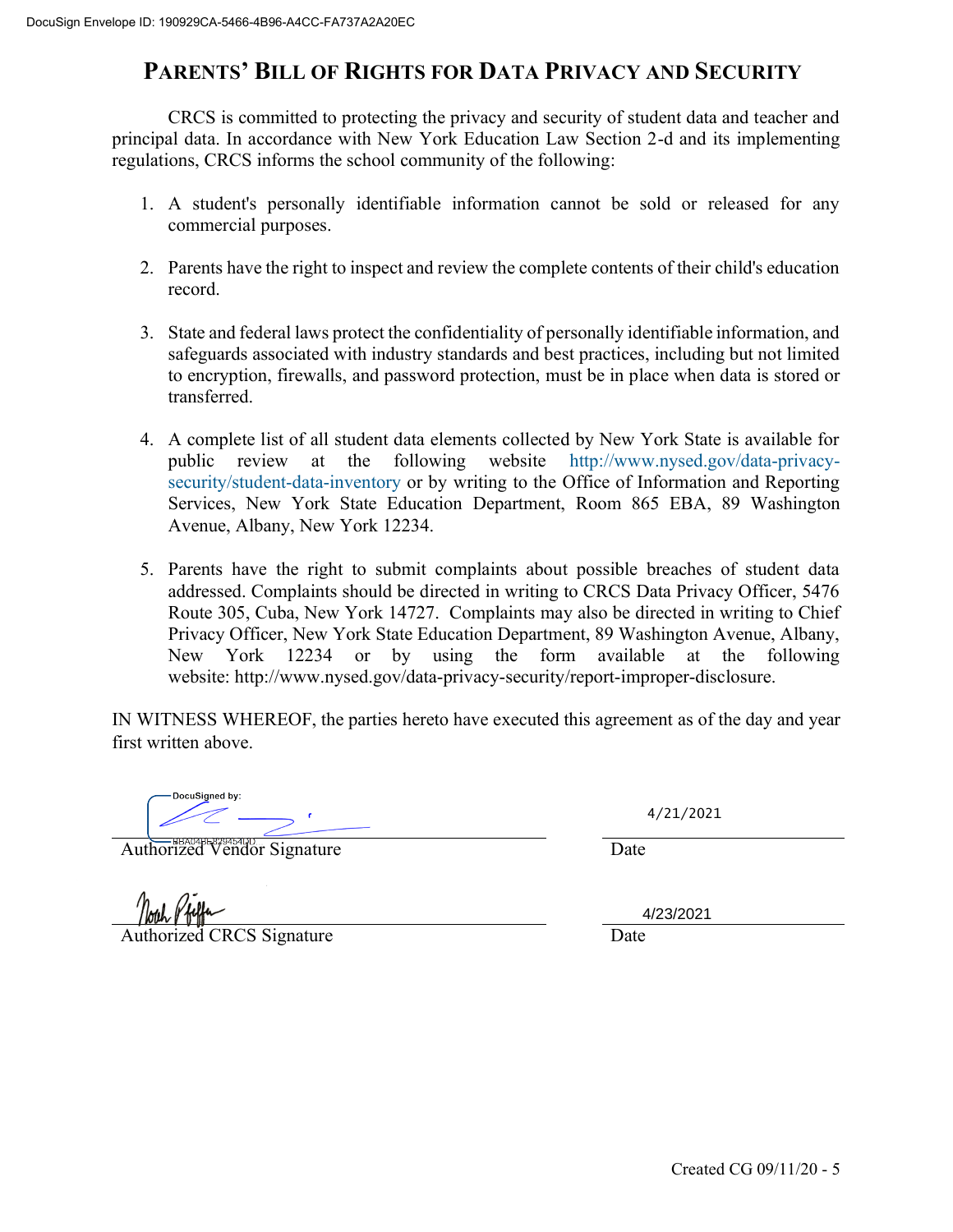# PARENTS' BILL OF RIGHTS FOR DATA PRIVACY AND SECURITY

CRCS is committed to protecting the privacy and security of student data and teacher and principal data. In accordance with New York Education Law Section 2-d and its implementing regulations, CRCS informs the school community of the following:

1. A student's personally identifiable information cannot be sold or released for any commercial purposes.

2. Parents have the right to inspect and review the complete contents of their child's education record.

3. State and federal laws protect the confidentiality of personally identifiable information, and safeguards associated with industry standards and best practices, including but not limited to encryption, firewalls, and password protection, must be in place when data is stored or transferred.

4. A complete list of all student data elements collected by New York State is available for public review at the following website http://www.nysed.gov/data-privacy-security/student-data-inventory or by writing to the Office of Information and Reporting Services, New York State Education Department, Room 865 EBA, 89 Washington Avenue, Albany, New York 12234.

5. Parents have the right to submit complaints about possible breaches of student data addressed. Complaints should be directed in writing to CRCS Data Privacy Officer, 5476 Route 305, Cuba, New York 14727. Complaints may also be directed in writing to Chief Privacy Officer, New York State Education Department, 89 Washington Avenue, Albany, New York 12234 or by using the form available at the following website: http://www.nysed.gov/data-privacy-security/report-improper-disclosure.

IN WITNESS WHEREOF, the parties hereto have executed this agreement as of the day and year first written above.

DocuSigned by:

Authorized Vendor Signature — Date: 4/21/2021

Authorized CRCS Signature — Date: 4/23/2021

Created CG 09/11/20 - 5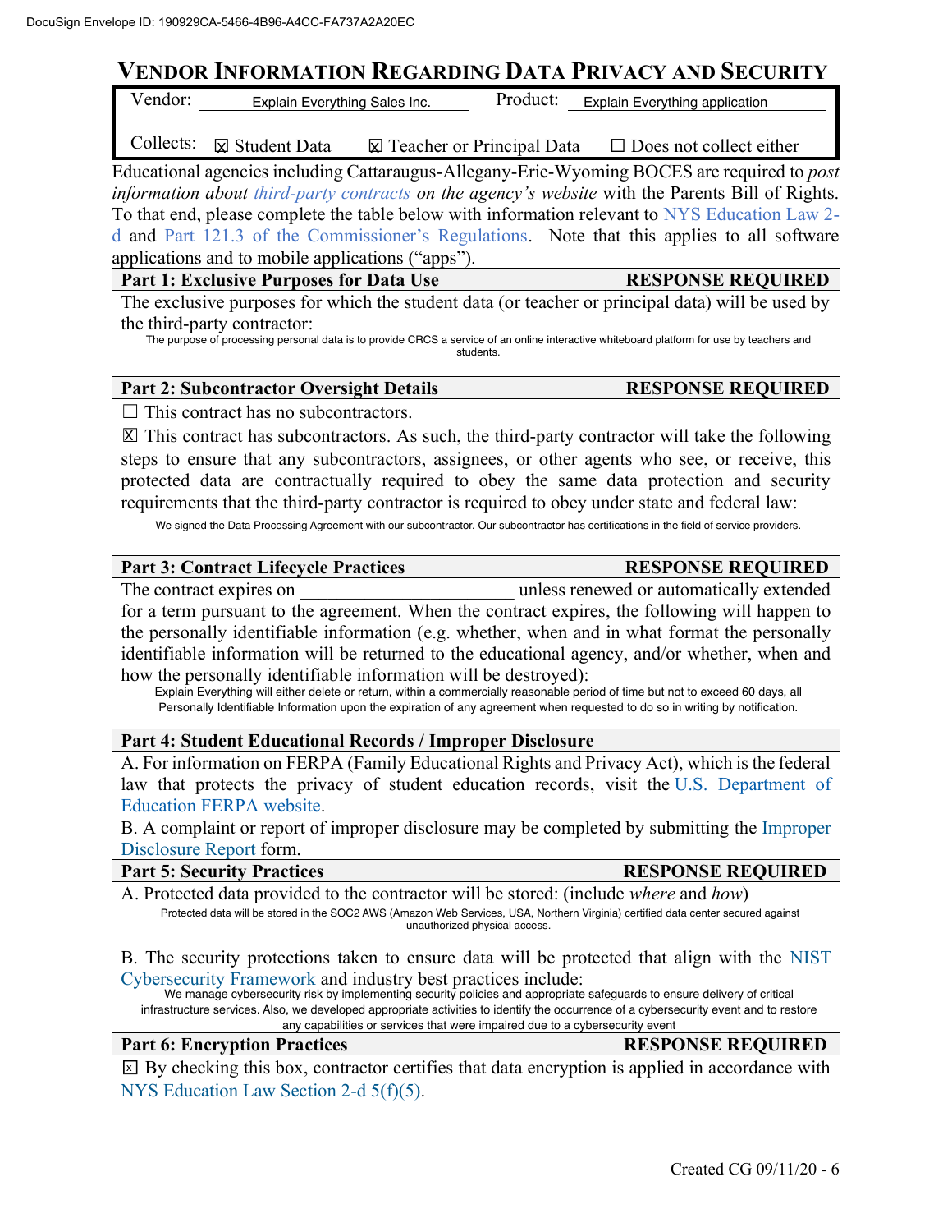# Vendor Information Regarding Data Privacy and Security

| | |
|---|---|
| Vendor: Explain Everything Sales Inc. | Product: Explain Everything application |
| Collects: ☒ Student Data ☒ Teacher or Principal Data ☐ Does not collect either | |

Educational agencies including Cattaraugus-Allegany-Erie-Wyoming BOCES are required to *post information about third-party contracts on the agency's website* with the Parents Bill of Rights. To that end, please complete the table below with information relevant to NYS Education Law 2-d and Part 121.3 of the Commissioner's Regulations. Note that this applies to all software applications and to mobile applications ("apps").

**Part 1: Exclusive Purposes for Data Use** — **RESPONSE REQUIRED**

The exclusive purposes for which the student data (or teacher or principal data) will be used by the third-party contractor:

The purpose of processing personal data is to provide CRCS a service of an online interactive whiteboard platform for use by teachers and students.

**Part 2: Subcontractor Oversight Details** — **RESPONSE REQUIRED**

☐ This contract has no subcontractors.

☒ This contract has subcontractors. As such, the third-party contractor will take the following steps to ensure that any subcontractors, assignees, or other agents who see, or receive, this protected data are contractually required to obey the same data protection and security requirements that the third-party contractor is required to obey under state and federal law:

We signed the Data Processing Agreement with our subcontractor. Our subcontractor has certifications in the field of service providers.

**Part 3: Contract Lifecycle Practices** — **RESPONSE REQUIRED**

The contract expires on ______________________ unless renewed or automatically extended for a term pursuant to the agreement. When the contract expires, the following will happen to the personally identifiable information (e.g. whether, when and in what format the personally identifiable information will be returned to the educational agency, and/or whether, when and how the personally identifiable information will be destroyed):

Explain Everything will either delete or return, within a commercially reasonable period of time but not to exceed 60 days, all Personally Identifiable Information upon the expiration of any agreement when requested to do so in writing by notification.

**Part 4: Student Educational Records / Improper Disclosure**

A. For information on FERPA (Family Educational Rights and Privacy Act), which is the federal law that protects the privacy of student education records, visit the U.S. Department of Education FERPA website.

B. A complaint or report of improper disclosure may be completed by submitting the Improper Disclosure Report form.

**Part 5: Security Practices** — **RESPONSE REQUIRED**

A. Protected data provided to the contractor will be stored: (include *where* and *how*)

Protected data will be stored in the SOC2 AWS (Amazon Web Services, USA, Northern Virginia) certified data center secured against unauthorized physical access.

B. The security protections taken to ensure data will be protected that align with the NIST Cybersecurity Framework and industry best practices include:

We manage cybersecurity risk by implementing security policies and appropriate safeguards to ensure delivery of critical infrastructure services. Also, we developed appropriate activities to identify the occurrence of a cybersecurity event and to restore any capabilities or services that were impaired due to a cybersecurity event

**Part 6: Encryption Practices** — **RESPONSE REQUIRED**

☒ By checking this box, contractor certifies that data encryption is applied in accordance with NYS Education Law Section 2-d 5(f)(5).